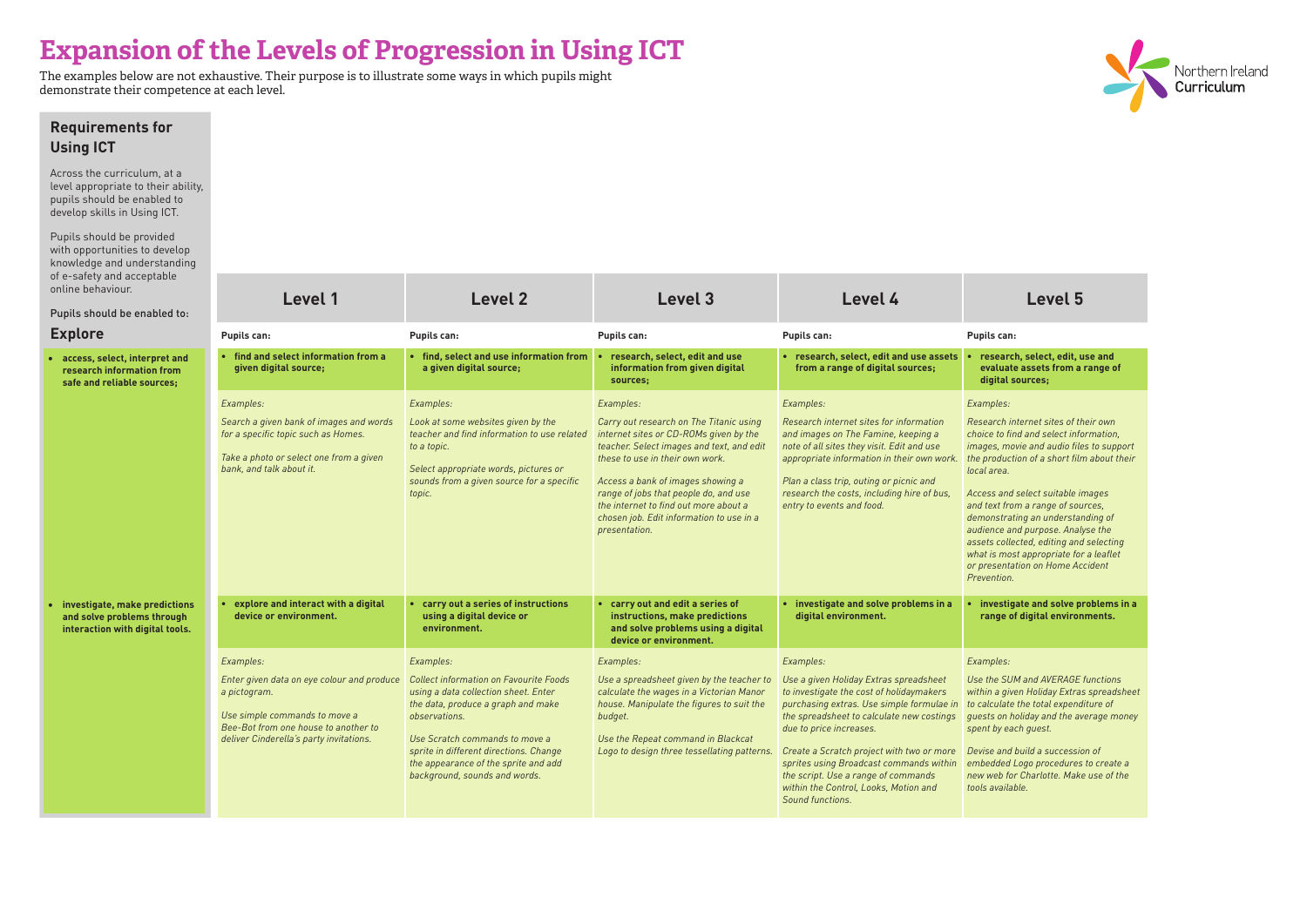# Expansion of the Levels of Progression in Using ICT

The examples below are not exhaustive. Their purpose is to illustrate some ways in which pupils might demonstrate their competence at each level.

## Requirements for Using ICT

Across the curriculum, at a level appropriate to their ability, pupils should be enabled to develop skills in Using ICT.

Pupils should be provided with opportunities to develop knowledge and understanding of e-safety and acceptable online behaviour.

Pupils should be enabled to:

### Explore

| Requirements | Level 1 | Level 2 | Level 3 | Level 4 | Level 5 |
|---|---|---|---|---|---|
| | Pupils can: | Pupils can: | Pupils can: | Pupils can: | Pupils can: |
| • **access, select, interpret and research information from safe and reliable sources;** | • **find and select information from a given digital source;** | • **find, select and use information from a given digital source;** | • **research, select, edit and use information from given digital sources;** | • **research, select, edit and use assets from a range of digital sources;** | • **research, select, edit, use and evaluate assets from a range of digital sources;** |
| | *Examples:*<br><br>*Search a given bank of images and words for a specific topic such as Homes.*<br><br>*Take a photo or select one from a given bank, and talk about it.* | *Examples:*<br><br>*Look at some websites given by the teacher and find information to use related to a topic.*<br><br>*Select appropriate words, pictures or sounds from a given source for a specific topic.* | *Examples:*<br><br>*Carry out research on The Titanic using internet sites or CD-ROMs given by the teacher. Select images and text, and edit these to use in their own work.*<br><br>*Access a bank of images showing a range of jobs that people do, and use the internet to find out more about a chosen job. Edit information to use in a presentation.* | *Examples:*<br><br>*Research internet sites for information and images on The Famine, keeping a note of all sites they visit. Edit and use appropriate information in their own work.*<br><br>*Plan a class trip, outing or picnic and research the costs, including hire of bus, entry to events and food.* | *Examples:*<br><br>*Research internet sites of their own choice to find and select information, images, movie and audio files to support the production of a short film about their local area.*<br><br>*Access and select suitable images and text from a range of sources, demonstrating an understanding of audience and purpose. Analyse the assets collected, editing and selecting what is most appropriate for a leaflet or presentation on Home Accident Prevention.* |
| • **investigate, make predictions and solve problems through interaction with digital tools.** | • **explore and interact with a digital device or environment.** | • **carry out a series of instructions using a digital device or environment.** | • **carry out and edit a series of instructions, make predictions and solve problems using a digital device or environment.** | • **investigate and solve problems in a digital environment.** | • **investigate and solve problems in a range of digital environments.** |
| | *Examples:*<br><br>*Enter given data on eye colour and produce a pictogram.*<br><br>*Use simple commands to move a Bee-Bot from one house to another to deliver Cinderella's party invitations.* | *Examples:*<br><br>*Collect information on Favourite Foods using a data collection sheet. Enter the data, produce a graph and make observations.*<br><br>*Use Scratch commands to move a sprite in different directions. Change the appearance of the sprite and add background, sounds and words.* | *Examples:*<br><br>*Use a spreadsheet given by the teacher to calculate the wages in a Victorian Manor house. Manipulate the figures to suit the budget.*<br><br>*Use the Repeat command in Blackcat Logo to design three tessellating patterns.* | *Examples:*<br><br>*Use a given Holiday Extras spreadsheet to investigate the cost of holidaymakers purchasing extras. Use simple formulae in the spreadsheet to calculate new costings due to price increases.*<br><br>*Create a Scratch project with two or more sprites using Broadcast commands within the script. Use a range of commands within the Control, Looks, Motion and Sound functions.* | *Examples:*<br><br>*Use the SUM and AVERAGE functions within a given Holiday Extras spreadsheet to calculate the total expenditure of guests on holiday and the average money spent by each guest.*<br><br>*Devise and build a succession of embedded Logo procedures to create a new web for Charlotte. Make use of the tools available.* |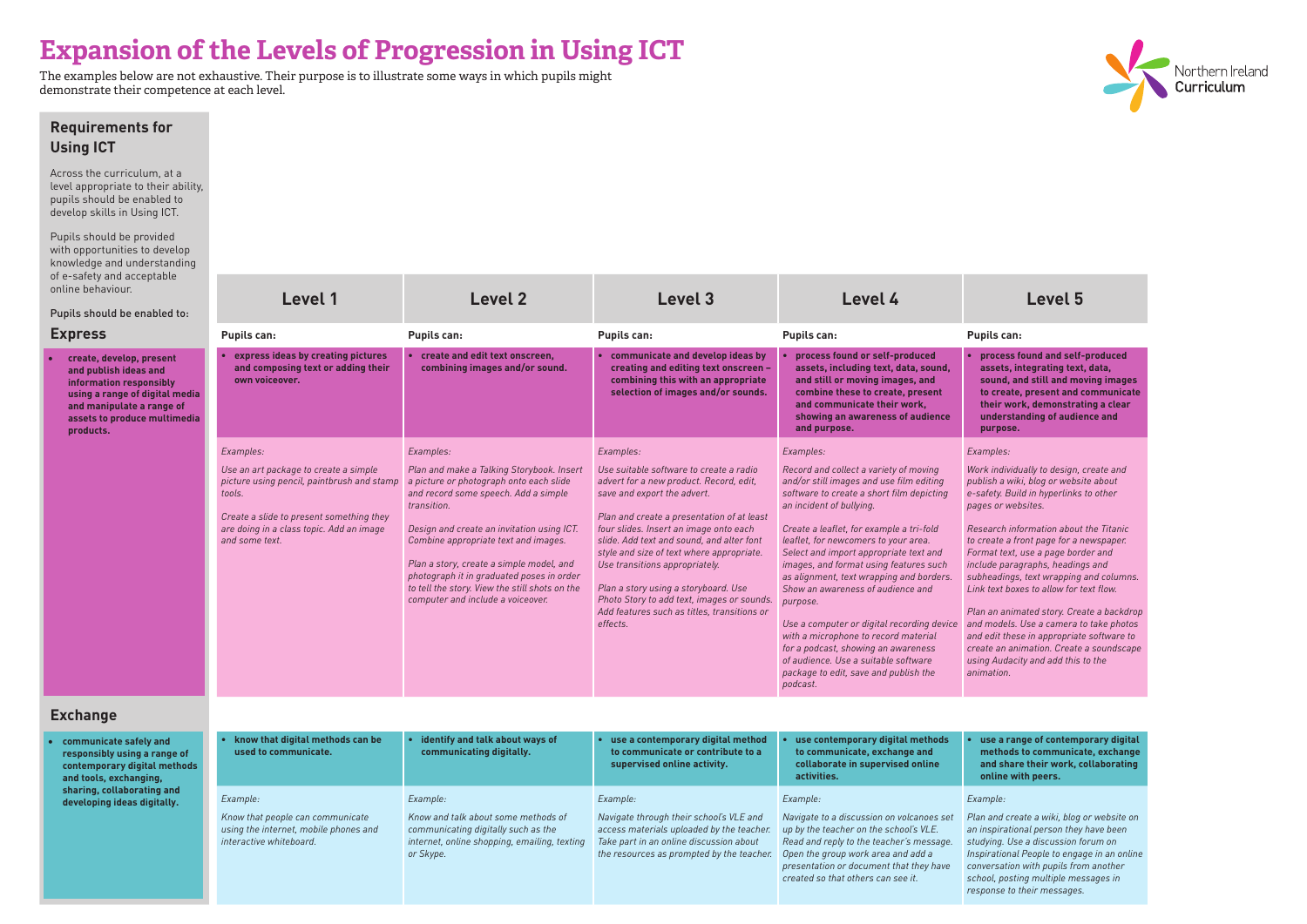# Expansion of the Levels of Progression in Using ICT

The examples below are not exhaustive. Their purpose is to illustrate some ways in which pupils might demonstrate their competence at each level.

## Requirements for Using ICT

Across the curriculum, at a level appropriate to their ability, pupils should be enabled to develop skills in Using ICT.

Pupils should be provided with opportunities to develop knowledge and understanding of e-safety and acceptable online behaviour.

**Pupils should be enabled to:**

### Express

- **create, develop, present and publish ideas and information responsibly using a range of digital media and manipulate a range of assets to produce multimedia products.**

| Level 1 | Level 2 | Level 3 | Level 4 | Level 5 |
|---|---|---|---|---|
| **Pupils can:** | **Pupils can:** | **Pupils can:** | **Pupils can:** | **Pupils can:** |
| • **express ideas by creating pictures and composing text or adding their own voiceover.** | • **create and edit text onscreen, combining images and/or sound.** | • **communicate and develop ideas by creating and editing text onscreen – combining this with an appropriate selection of images and/or sounds.** | • **process found or self-produced assets, including text, data, sound, and still or moving images, and combine these to create, present and communicate their work, showing an awareness of audience and purpose.** | • **process found and self-produced assets, integrating text, data, sound, and still and moving images to create, present and communicate their work, demonstrating a clear understanding of audience and purpose.** |
| *Examples:*<br><br>*Use an art package to create a simple picture using pencil, paintbrush and stamp tools.*<br><br>*Create a slide to present something they are doing in a class topic. Add an image and some text.* | *Examples:*<br><br>*Plan and make a Talking Storybook. Insert a picture or photograph onto each slide and record some speech. Add a simple transition.*<br><br>*Design and create an invitation using ICT. Combine appropriate text and images.*<br><br>*Plan a story, create a simple model, and photograph it in graduated poses in order to tell the story. View the still shots on the computer and include a voiceover.* | *Examples:*<br><br>*Use suitable software to create a radio advert for a new product. Record, edit, save and export the advert.*<br><br>*Plan and create a presentation of at least four slides. Insert an image onto each slide. Add text and sound, and alter font style and size of text where appropriate. Use transitions appropriately.*<br><br>*Plan a story using a storyboard. Use Photo Story to add text, images or sounds. Add features such as titles, transitions or effects.* | *Examples:*<br><br>*Record and collect a variety of moving and/or still images and use film editing software to create a short film depicting an incident of bullying.*<br><br>*Create a leaflet, for example a tri-fold leaflet, for newcomers to your area. Select and import appropriate text and images, and format using features such as alignment, text wrapping and borders. Show an awareness of audience and purpose.*<br><br>*Use a computer or digital recording device with a microphone to record material for a podcast, showing an awareness of audience. Use a suitable software package to edit, save and publish the podcast.* | *Examples:*<br><br>*Work individually to design, create and publish a wiki, blog or website about e-safety. Build in hyperlinks to other pages or websites.*<br><br>*Research information about the Titanic to create a front page for a newspaper. Format text, use a page border and include paragraphs, headings and subheadings, text wrapping and columns. Link text boxes to allow for text flow.*<br><br>*Plan an animated story. Create a backdrop and models. Use a camera to take photos and edit these in appropriate software to create an animation. Create a soundscape using Audacity and add this to the animation.* |

### Exchange

- **communicate safely and responsibly using a range of contemporary digital methods and tools, exchanging, sharing, collaborating and developing ideas digitally.**

| Level 1 | Level 2 | Level 3 | Level 4 | Level 5 |
|---|---|---|---|---|
| • **know that digital methods can be used to communicate.** | • **identify and talk about ways of communicating digitally.** | • **use a contemporary digital method to communicate or contribute to a supervised online activity.** | • **use contemporary digital methods to communicate, exchange and collaborate in supervised online activities.** | • **use a range of contemporary digital methods to communicate, exchange and share their work, collaborating online with peers.** |
| *Example:*<br><br>*Know that people can communicate using the internet, mobile phones and interactive whiteboard.* | *Example:*<br><br>*Know and talk about some methods of communicating digitally such as the internet, online shopping, emailing, texting or Skype.* | *Example:*<br><br>*Navigate through their school's VLE and access materials uploaded by the teacher. Take part in an online discussion about the resources as prompted by the teacher.* | *Example:*<br><br>*Navigate to a discussion on volcanoes set up by the teacher on the school's VLE. Read and reply to the teacher's message. Open the group work area and add a presentation or document that they have created so that others can see it.* | *Example:*<br><br>*Plan and create a wiki, blog or website on an inspirational person they have been studying. Use a discussion forum on Inspirational People to engage in an online conversation with pupils from another school, posting multiple messages in response to their messages.* |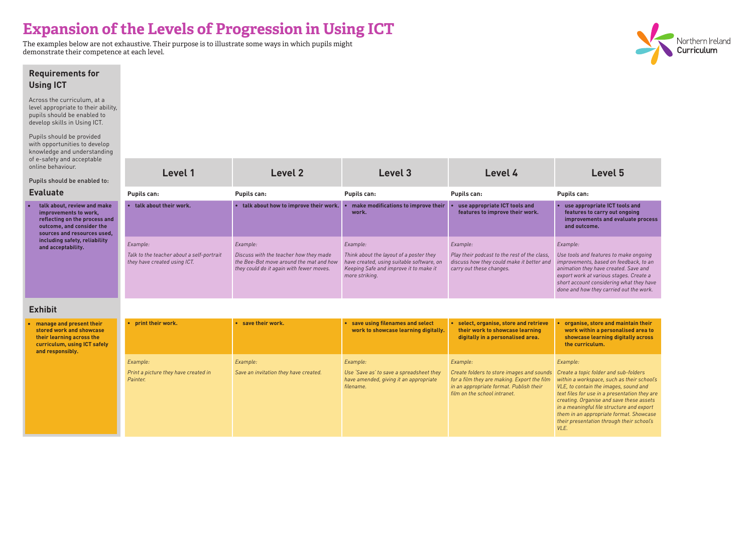# Expansion of the Levels of Progression in Using ICT

The examples below are not exhaustive. Their purpose is to illustrate some ways in which pupils might demonstrate their competence at each level.

## Requirements for Using ICT

Across the curriculum, at a level appropriate to their ability, pupils should be enabled to develop skills in Using ICT.

Pupils should be provided with opportunities to develop knowledge and understanding of e-safety and acceptable online behaviour.

Pupils should be enabled to:

| Requirements | Level 1 | Level 2 | Level 3 | Level 4 | Level 5 |
|---|---|---|---|---|---|
| **Evaluate** | **Pupils can:** | **Pupils can:** | **Pupils can:** | **Pupils can:** | **Pupils can:** |
| • **talk about, review and make improvements to work, reflecting on the process and outcome, and consider the sources and resources used, including safety, reliability and acceptability.** | • **talk about their work.** | • **talk about how to improve their work.** | • **make modifications to improve their work.** | • **use appropriate ICT tools and features to improve their work.** | • **use appropriate ICT tools and features to carry out ongoing improvements and evaluate process and outcome.** |
| | *Example:* *Talk to the teacher about a self-portrait they have created using ICT.* | *Example:* *Discuss with the teacher how they made the Bee-Bot move around the mat and how they could do it again with fewer moves.* | *Example:* *Think about the layout of a poster they have created, using suitable software, on Keeping Safe and improve it to make it more striking.* | *Example:* *Play their podcast to the rest of the class, discuss how they could make it better and carry out these changes.* | *Example:* *Use tools and features to make ongoing improvements, based on feedback, to an animation they have created. Save and export work at various stages. Create a short account considering what they have done and how they carried out the work.* |
| **Exhibit** | | | | | |
| • **manage and present their stored work and showcase their learning across the curriculum, using ICT safely and responsibly.** | • **print their work.** | • **save their work.** | • **save using filenames and select work to showcase learning digitally.** | • **select, organise, store and retrieve their work to showcase learning digitally in a personalised area.** | • **organise, store and maintain their work within a personalised area to showcase learning digitally across the curriculum.** |
| | *Example:* *Print a picture they have created in Painter.* | *Example:* *Save an invitation they have created.* | *Example:* *Use 'Save as' to save a spreadsheet they have amended, giving it an appropriate filename.* | *Example:* *Create folders to store images and sounds for a film they are making. Export the film in an appropriate format. Publish their film on the school intranet.* | *Example:* *Create a topic folder and sub-folders within a workspace, such as their school's VLE, to contain the images, sound and text files for use in a presentation they are creating. Organise and save these assets in a meaningful file structure and export them in an appropriate format. Showcase their presentation through their school's VLE.* |